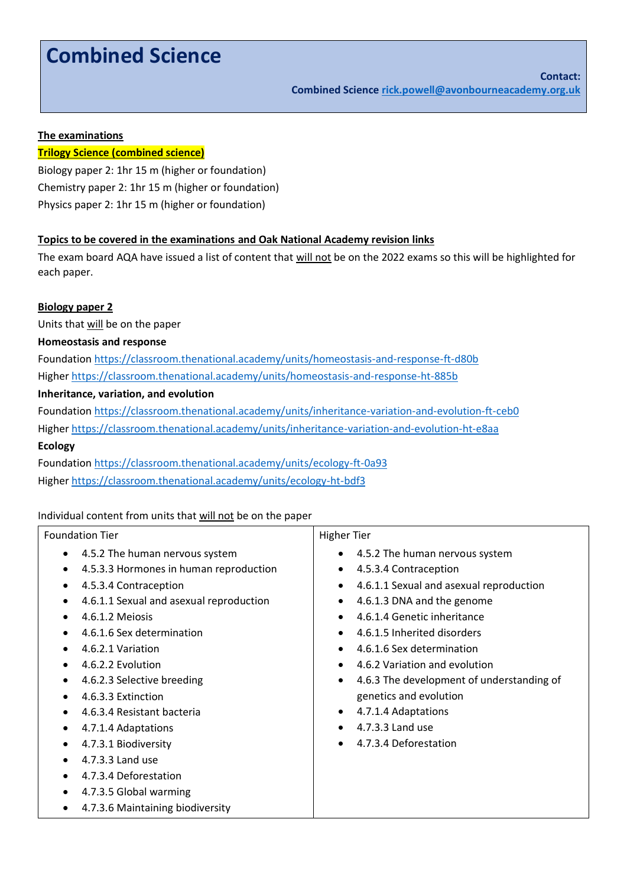# Combined Science

**Contact:**
**Combined Science** rick.powell@avonbourneacademy.org.uk

**The examinations**

**Trilogy Science (combined science)**

Biology paper 2: 1hr 15 m (higher or foundation)
Chemistry paper 2: 1hr 15 m (higher or foundation)
Physics paper 2: 1hr 15 m (higher or foundation)

**Topics to be covered in the examinations and Oak National Academy revision links**

The exam board AQA have issued a list of content that will not be on the 2022 exams so this will be highlighted for each paper.

**Biology paper 2**

Units that will be on the paper

**Homeostasis and response**

Foundation https://classroom.thenational.academy/units/homeostasis-and-response-ft-d80b
Higher https://classroom.thenational.academy/units/homeostasis-and-response-ht-885b

**Inheritance, variation, and evolution**

Foundation https://classroom.thenational.academy/units/inheritance-variation-and-evolution-ft-ceb0
Higher https://classroom.thenational.academy/units/inheritance-variation-and-evolution-ht-e8aa

**Ecology**

Foundation https://classroom.thenational.academy/units/ecology-ft-0a93
Higher https://classroom.thenational.academy/units/ecology-ht-bdf3

Individual content from units that will not be on the paper

| Foundation Tier | Higher Tier |
|---|---|
| • 4.5.2 The human nervous system<br>• 4.5.3.3 Hormones in human reproduction<br>• 4.5.3.4 Contraception<br>• 4.6.1.1 Sexual and asexual reproduction<br>• 4.6.1.2 Meiosis<br>• 4.6.1.6 Sex determination<br>• 4.6.2.1 Variation<br>• 4.6.2.2 Evolution<br>• 4.6.2.3 Selective breeding<br>• 4.6.3.3 Extinction<br>• 4.6.3.4 Resistant bacteria<br>• 4.7.1.4 Adaptations<br>• 4.7.3.1 Biodiversity<br>• 4.7.3.3 Land use<br>• 4.7.3.4 Deforestation<br>• 4.7.3.5 Global warming<br>• 4.7.3.6 Maintaining biodiversity | • 4.5.2 The human nervous system<br>• 4.5.3.4 Contraception<br>• 4.6.1.1 Sexual and asexual reproduction<br>• 4.6.1.3 DNA and the genome<br>• 4.6.1.4 Genetic inheritance<br>• 4.6.1.5 Inherited disorders<br>• 4.6.1.6 Sex determination<br>• 4.6.2 Variation and evolution<br>• 4.6.3 The development of understanding of genetics and evolution<br>• 4.7.1.4 Adaptations<br>• 4.7.3.3 Land use<br>• 4.7.3.4 Deforestation |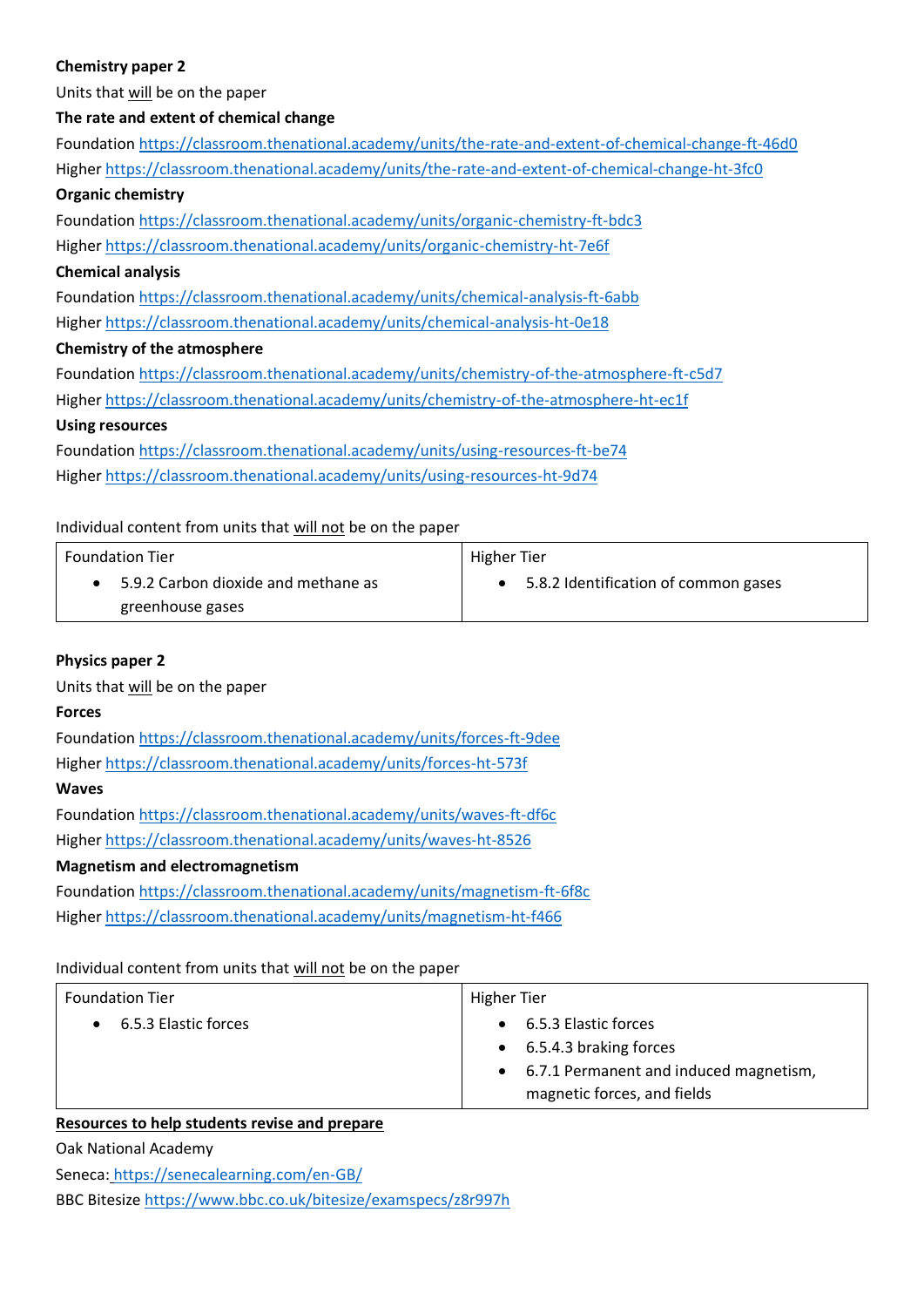**Chemistry paper 2**

Units that will be on the paper

**The rate and extent of chemical change**

Foundation https://classroom.thenational.academy/units/the-rate-and-extent-of-chemical-change-ft-46d0

Higher https://classroom.thenational.academy/units/the-rate-and-extent-of-chemical-change-ht-3fc0

**Organic chemistry**

Foundation https://classroom.thenational.academy/units/organic-chemistry-ft-bdc3

Higher https://classroom.thenational.academy/units/organic-chemistry-ht-7e6f

**Chemical analysis**

Foundation https://classroom.thenational.academy/units/chemical-analysis-ft-6abb

Higher https://classroom.thenational.academy/units/chemical-analysis-ht-0e18

**Chemistry of the atmosphere**

Foundation https://classroom.thenational.academy/units/chemistry-of-the-atmosphere-ft-c5d7

Higher https://classroom.thenational.academy/units/chemistry-of-the-atmosphere-ht-ec1f

**Using resources**

Foundation https://classroom.thenational.academy/units/using-resources-ft-be74

Higher https://classroom.thenational.academy/units/using-resources-ht-9d74

Individual content from units that will not be on the paper

| Foundation Tier | Higher Tier |
|---|---|
| • 5.9.2 Carbon dioxide and methane as greenhouse gases | • 5.8.2 Identification of common gases |

**Physics paper 2**

Units that will be on the paper

**Forces**

Foundation https://classroom.thenational.academy/units/forces-ft-9dee

Higher https://classroom.thenational.academy/units/forces-ht-573f

**Waves**

Foundation https://classroom.thenational.academy/units/waves-ft-df6c

Higher https://classroom.thenational.academy/units/waves-ht-8526

**Magnetism and electromagnetism**

Foundation https://classroom.thenational.academy/units/magnetism-ft-6f8c

Higher https://classroom.thenational.academy/units/magnetism-ht-f466

Individual content from units that will not be on the paper

| Foundation Tier | Higher Tier |
|---|---|
| • 6.5.3 Elastic forces | • 6.5.3 Elastic forces<br>• 6.5.4.3 braking forces<br>• 6.7.1 Permanent and induced magnetism, magnetic forces, and fields |

**Resources to help students revise and prepare**

Oak National Academy

Seneca: https://senecalearning.com/en-GB/

BBC Bitesize https://www.bbc.co.uk/bitesize/examspecs/z8r997h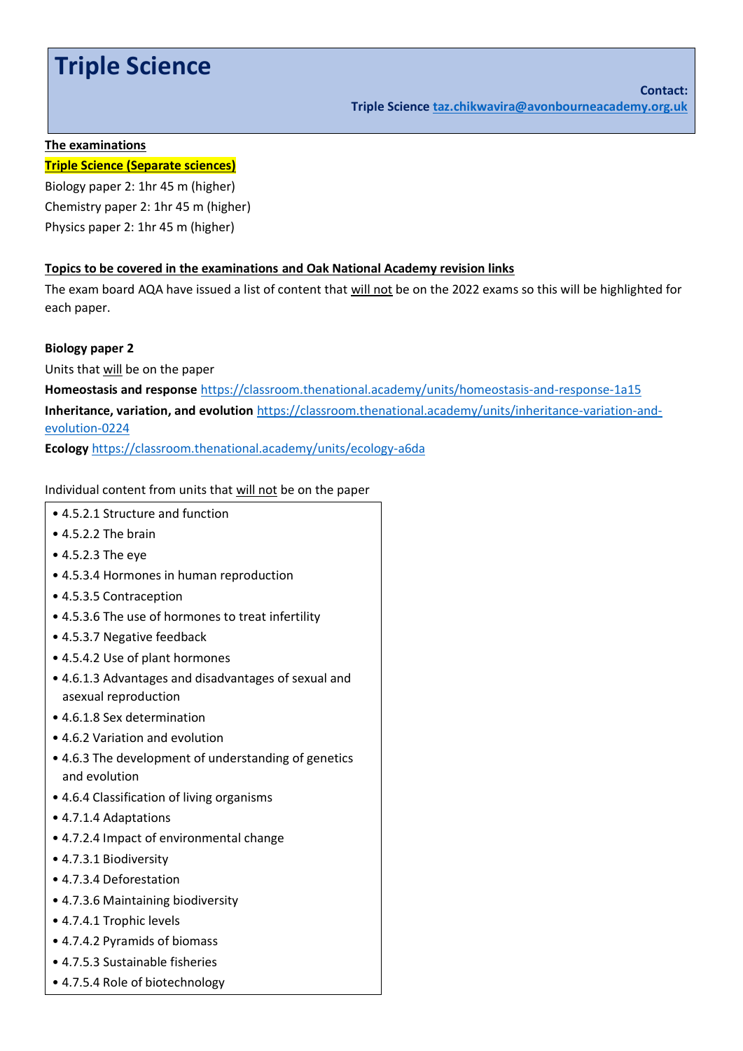# Triple Science

**Contact:**
**Triple Science** [taz.chikwavira@avonbourneacademy.org.uk](mailto:taz.chikwavira@avonbourneacademy.org.uk)

**The examinations**

**Triple Science (Separate sciences)**

Biology paper 2: 1hr 45 m (higher)
Chemistry paper 2: 1hr 45 m (higher)
Physics paper 2: 1hr 45 m (higher)

**Topics to be covered in the examinations and Oak National Academy revision links**

The exam board AQA have issued a list of content that will not be on the 2022 exams so this will be highlighted for each paper.

**Biology paper 2**

Units that will be on the paper

**Homeostasis and response** https://classroom.thenational.academy/units/homeostasis-and-response-1a15
**Inheritance, variation, and evolution** https://classroom.thenational.academy/units/inheritance-variation-and-evolution-0224
**Ecology** https://classroom.thenational.academy/units/ecology-a6da

Individual content from units that will not be on the paper

- 4.5.2.1 Structure and function
- 4.5.2.2 The brain
- 4.5.2.3 The eye
- 4.5.3.4 Hormones in human reproduction
- 4.5.3.5 Contraception
- 4.5.3.6 The use of hormones to treat infertility
- 4.5.3.7 Negative feedback
- 4.5.4.2 Use of plant hormones
- 4.6.1.3 Advantages and disadvantages of sexual and asexual reproduction
- 4.6.1.8 Sex determination
- 4.6.2 Variation and evolution
- 4.6.3 The development of understanding of genetics and evolution
- 4.6.4 Classification of living organisms
- 4.7.1.4 Adaptations
- 4.7.2.4 Impact of environmental change
- 4.7.3.1 Biodiversity
- 4.7.3.4 Deforestation
- 4.7.3.6 Maintaining biodiversity
- 4.7.4.1 Trophic levels
- 4.7.4.2 Pyramids of biomass
- 4.7.5.3 Sustainable fisheries
- 4.7.5.4 Role of biotechnology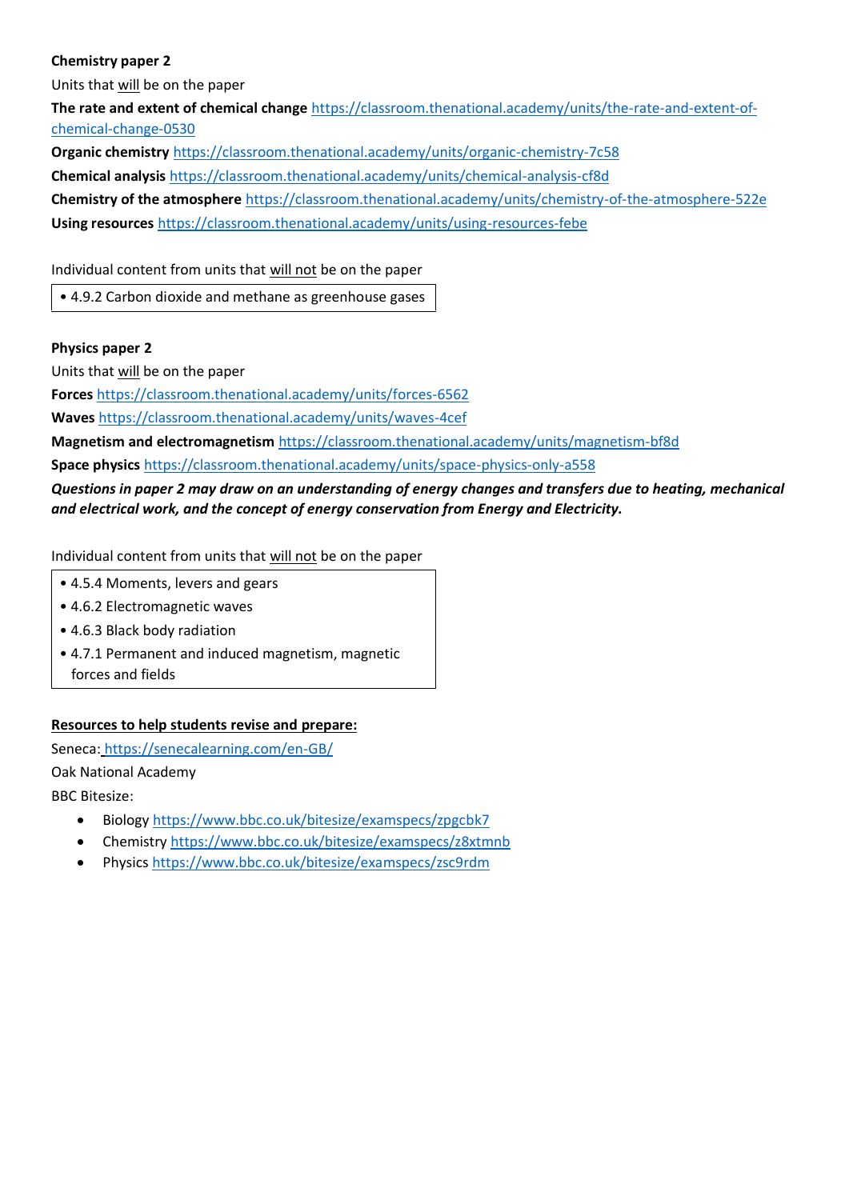**Chemistry paper 2**

Units that will be on the paper

**The rate and extent of chemical change** https://classroom.thenational.academy/units/the-rate-and-extent-of-chemical-change-0530

**Organic chemistry** https://classroom.thenational.academy/units/organic-chemistry-7c58

**Chemical analysis** https://classroom.thenational.academy/units/chemical-analysis-cf8d

**Chemistry of the atmosphere** https://classroom.thenational.academy/units/chemistry-of-the-atmosphere-522e

**Using resources** https://classroom.thenational.academy/units/using-resources-febe

Individual content from units that will not be on the paper

- 4.9.2 Carbon dioxide and methane as greenhouse gases

**Physics paper 2**

Units that will be on the paper

**Forces** https://classroom.thenational.academy/units/forces-6562

**Waves** https://classroom.thenational.academy/units/waves-4cef

**Magnetism and electromagnetism** https://classroom.thenational.academy/units/magnetism-bf8d

**Space physics** https://classroom.thenational.academy/units/space-physics-only-a558

***Questions in paper 2 may draw on an understanding of energy changes and transfers due to heating, mechanical and electrical work, and the concept of energy conservation from Energy and Electricity.***

Individual content from units that will not be on the paper

- 4.5.4 Moments, levers and gears
- 4.6.2 Electromagnetic waves
- 4.6.3 Black body radiation
- 4.7.1 Permanent and induced magnetism, magnetic forces and fields

**Resources to help students revise and prepare:**

Seneca: https://senecalearning.com/en-GB/

Oak National Academy

BBC Bitesize:

- Biology https://www.bbc.co.uk/bitesize/examspecs/zpgcbk7
- Chemistry https://www.bbc.co.uk/bitesize/examspecs/z8xtmnb
- Physics https://www.bbc.co.uk/bitesize/examspecs/zsc9rdm